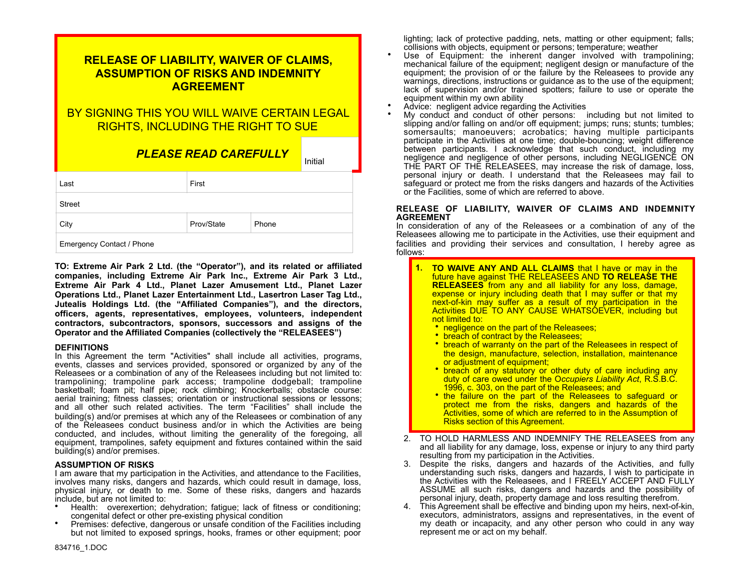# RELEASE OF LIABILITY, WAIVER OF CLAIMS, ASSUMPTION OF RISKS AND INDEMNITY AGREEMENT

BY SIGNING THIS YOU WILL WAIVE CERTAIN LEGAL RIGHTS, INCLUDING THE RIGHT TO SUE

***PLEASE READ CAREFULLY*** Initial

| Last | First | |
|---|---|---|
| Street | | |
| City | Prov/State | Phone |
| Emergency Contact / Phone | | |

**TO: Extreme Air Park 2 Ltd. (the "Operator"), and its related or affiliated companies, including Extreme Air Park Inc., Extreme Air Park 3 Ltd., Extreme Air Park 4 Ltd., Planet Lazer Amusement Ltd., Planet Lazer Operations Ltd., Planet Lazer Entertainment Ltd., Lasertron Laser Tag Ltd., Jutealis Holdings Ltd. (the "Affiliated Companies"), and the directors, officers, agents, representatives, employees, volunteers, independent contractors, subcontractors, sponsors, successors and assigns of the Operator and the Affiliated Companies (collectively the "RELEASEES")**

**DEFINITIONS**

In this Agreement the term "Activities" shall include all activities, programs, events, classes and services provided, sponsored or organized by any of the Releasees or a combination of any of the Releasees including but not limited to: trampolining; trampoline park access; trampoline dodgeball; trampoline basketball; foam pit; half pipe; rock climbing; Knockerballs; obstacle course: aerial training; fitness classes; orientation or instructional sessions or lessons; and all other such related activities. The term "Facilities" shall include the building(s) and/or premises at which any of the Releasees or combination of any of the Releasees conduct business and/or in which the Activities are being conducted, and includes, without limiting the generality of the foregoing, all equipment, trampolines, safety equipment and fixtures contained within the said building(s) and/or premises.

**ASSUMPTION OF RISKS**

I am aware that my participation in the Activities, and attendance to the Facilities, involves many risks, dangers and hazards, which could result in damage, loss, physical injury, or death to me. Some of these risks, dangers and hazards include, but are not limited to:

- Health: overexertion; dehydration; fatigue; lack of fitness or conditioning; congenital defect or other pre-existing physical condition
- Premises: defective, dangerous or unsafe condition of the Facilities including but not limited to exposed springs, hooks, frames or other equipment; poor lighting; lack of protective padding, nets, matting or other equipment; falls; collisions with objects, equipment or persons; temperature; weather
- Use of Equipment: the inherent danger involved with trampolining; mechanical failure of the equipment; negligent design or manufacture of the equipment; the provision of or the failure by the Releasees to provide any warnings, directions, instructions or guidance as to the use of the equipment; lack of supervision and/or trained spotters; failure to use or operate the equipment within my own ability
- Advice: negligent advice regarding the Activities
- My conduct and conduct of other persons: including but not limited to slipping and/or falling on and/or off equipment; jumps; runs; stunts; tumbles; somersaults; manoeuvers; acrobatics; having multiple participants participate in the Activities at one time; double-bouncing; weight difference between participants. I acknowledge that such conduct, including my negligence and negligence of other persons, including NEGLIGENCE ON THE PART OF THE RELEASEES, may increase the risk of damage, loss, personal injury or death. I understand that the Releasees may fail to safeguard or protect me from the risks dangers and hazards of the Activities or the Facilities, some of which are referred to above.

**RELEASE OF LIABILITY, WAIVER OF CLAIMS AND INDEMNITY AGREEMENT**

In consideration of any of the Releasees or a combination of any of the Releasees allowing me to participate in the Activities, use their equipment and facilities and providing their services and consultation, I hereby agree as follows:

1. **TO WAIVE ANY AND ALL CLAIMS** that I have or may in the future have against THE RELEASEES AND **TO RELEASE THE RELEASEES** from any and all liability for any loss, damage, expense or injury including death that I may suffer or that my next-of-kin may suffer as a result of my participation in the Activities DUE TO ANY CAUSE WHATSOEVER, including but not limited to:
   - negligence on the part of the Releasees;
   - breach of contract by the Releasees;
   - breach of warranty on the part of the Releasees in respect of the design, manufacture, selection, installation, maintenance or adjustment of equipment;
   - breach of any statutory or other duty of care including any duty of care owed under the O*ccupiers Liability Act*, R.S.B.C. 1996, c. 303, on the part of the Releasees; and
   - the failure on the part of the Releasees to safeguard or protect me from the risks, dangers and hazards of the Activities, some of which are referred to in the Assumption of Risks section of this Agreement.
2. TO HOLD HARMLESS AND INDEMNIFY THE RELEASEES from any and all liability for any damage, loss, expense or injury to any third party resulting from my participation in the Activities.
3. Despite the risks, dangers and hazards of the Activities, and fully understanding such risks, dangers and hazards, I wish to participate in the Activities with the Releasees, and I FREELY ACCEPT AND FULLY ASSUME all such risks, dangers and hazards and the possibility of personal injury, death, property damage and loss resulting therefrom.
4. This Agreement shall be effective and binding upon my heirs, next-of-kin, executors, administrators, assigns and representatives, in the event of my death or incapacity, and any other person who could in any way represent me or act on my behalf.

834716_1.DOC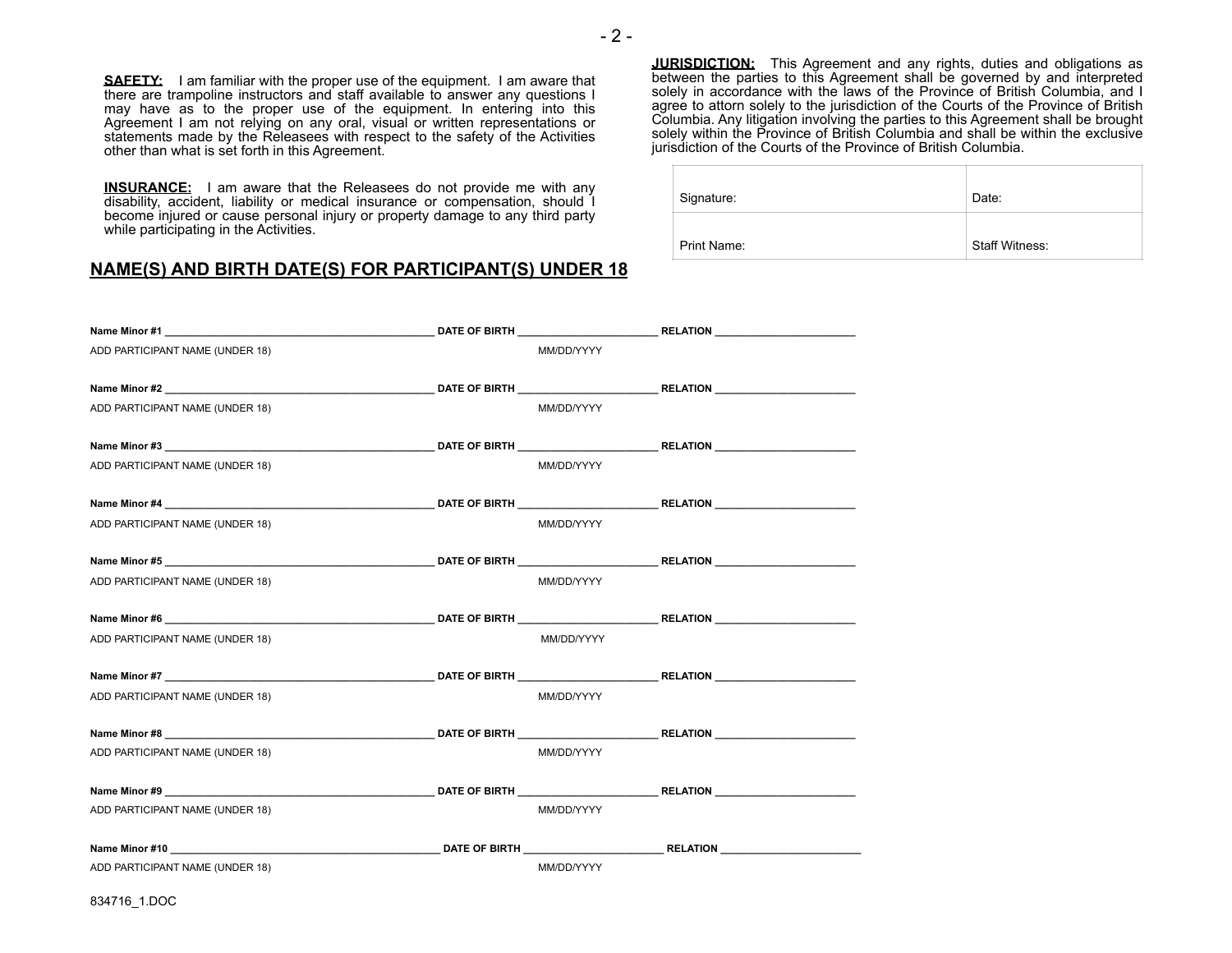**SAFETY:** I am familiar with the proper use of the equipment. I am aware that there are trampoline instructors and staff available to answer any questions I may have as to the proper use of the equipment. In entering into this Agreement I am not relying on any oral, visual or written representations or statements made by the Releasees with respect to the safety of the Activities other than what is set forth in this Agreement.

**INSURANCE:** I am aware that the Releasees do not provide me with any disability, accident, liability or medical insurance or compensation, should I become injured or cause personal injury or property damage to any third party while participating in the Activities.

**JURISDICTION:** This Agreement and any rights, duties and obligations as between the parties to this Agreement shall be governed by and interpreted solely in accordance with the laws of the Province of British Columbia, and I agree to attorn solely to the jurisdiction of the Courts of the Province of British Columbia. Any litigation involving the parties to this Agreement shall be brought solely within the Province of British Columbia and shall be within the exclusive jurisdiction of the Courts of the Province of British Columbia.

| | |
|---|---|
| Signature: | Date: |
| Print Name: | Staff Witness: |

## NAME(S) AND BIRTH DATE(S) FOR PARTICIPANT(S) UNDER 18

**Name Minor #1** ______________________________ **DATE OF BIRTH** ________________ **RELATION** ________________
ADD PARTICIPANT NAME (UNDER 18) MM/DD/YYYY

**Name Minor #2** ______________________________ **DATE OF BIRTH** ________________ **RELATION** ________________
ADD PARTICIPANT NAME (UNDER 18) MM/DD/YYYY

**Name Minor #3** ______________________________ **DATE OF BIRTH** ________________ **RELATION** ________________
ADD PARTICIPANT NAME (UNDER 18) MM/DD/YYYY

**Name Minor #4** ______________________________ **DATE OF BIRTH** ________________ **RELATION** ________________
ADD PARTICIPANT NAME (UNDER 18) MM/DD/YYYY

**Name Minor #5** ______________________________ **DATE OF BIRTH** ________________ **RELATION** ________________
ADD PARTICIPANT NAME (UNDER 18) MM/DD/YYYY

**Name Minor #6** ______________________________ **DATE OF BIRTH** ________________ **RELATION** ________________
ADD PARTICIPANT NAME (UNDER 18) MM/DD/YYYY

**Name Minor #7** ______________________________ **DATE OF BIRTH** ________________ **RELATION** ________________
ADD PARTICIPANT NAME (UNDER 18) MM/DD/YYYY

**Name Minor #8** ______________________________ **DATE OF BIRTH** ________________ **RELATION** ________________
ADD PARTICIPANT NAME (UNDER 18) MM/DD/YYYY

**Name Minor #9** ______________________________ **DATE OF BIRTH** ________________ **RELATION** ________________
ADD PARTICIPANT NAME (UNDER 18) MM/DD/YYYY

**Name Minor #10** ______________________________ **DATE OF BIRTH** ________________ **RELATION** ________________
ADD PARTICIPANT NAME (UNDER 18) MM/DD/YYYY

834716_1.DOC